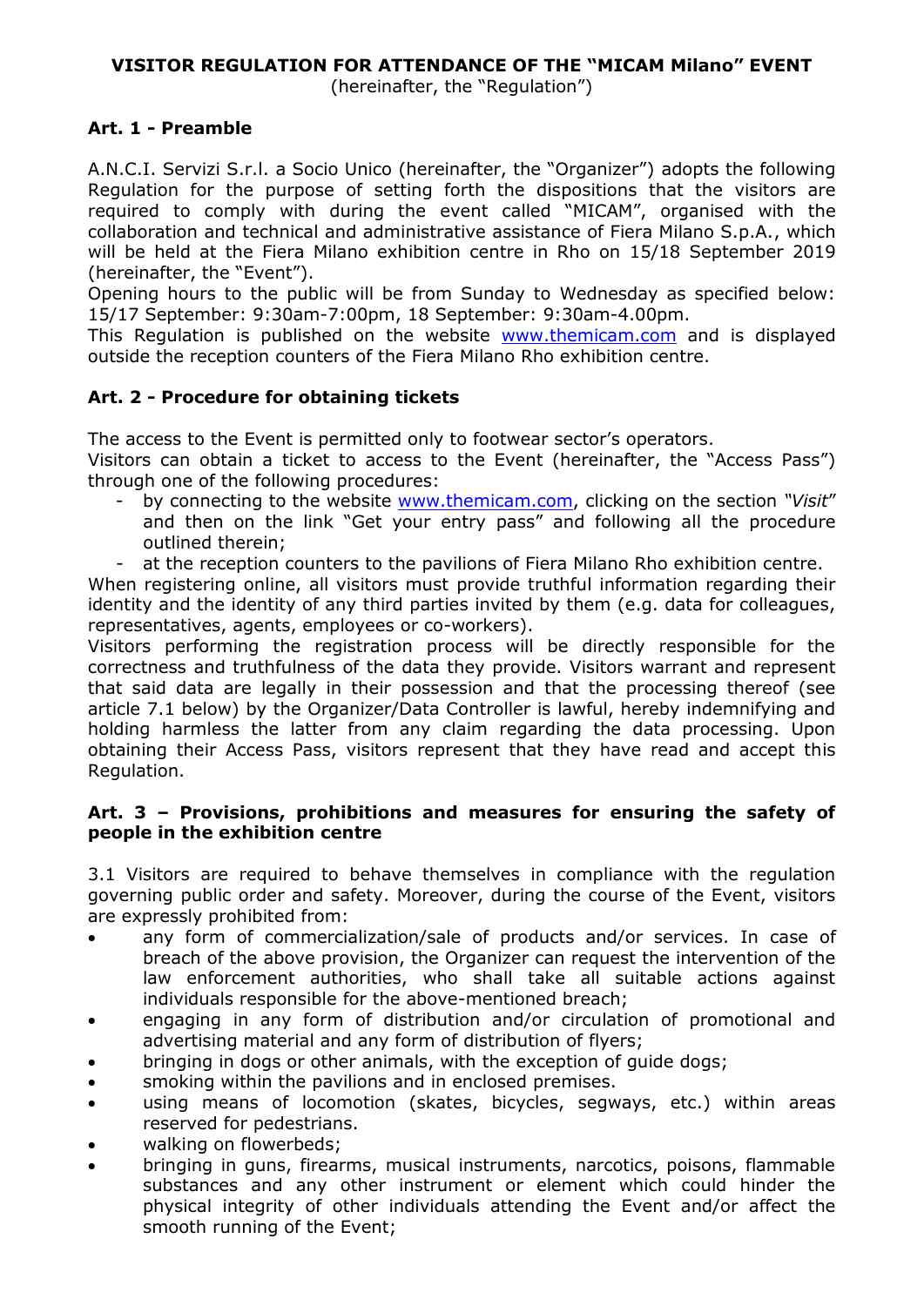# VISITOR REGULATION FOR ATTENDANCE OF THE "MICAM Milano" EVENT

(hereinafter, the "Regulation")

## Art. 1 - Preamble

A.N.C.I. Servizi S.r.l. a Socio Unico (hereinafter, the "Organizer") adopts the following Regulation for the purpose of setting forth the dispositions that the visitors are required to comply with during the event called "MICAM", organised with the collaboration and technical and administrative assistance of Fiera Milano S.p.A., which will be held at the Fiera Milano exhibition centre in Rho on 15/18 September 2019 (hereinafter, the "Event").

Opening hours to the public will be from Sunday to Wednesday as specified below: 15/17 September: 9:30am-7:00pm, 18 September: 9:30am-4.00pm.

This Regulation is published on the website www.themicam.com and is displayed outside the reception counters of the Fiera Milano Rho exhibition centre.

## Art. 2 - Procedure for obtaining tickets

The access to the Event is permitted only to footwear sector's operators.

Visitors can obtain a ticket to access to the Event (hereinafter, the "Access Pass") through one of the following procedures:

- by connecting to the website www.themicam.com, clicking on the section *"Visit"* and then on the link "Get your entry pass" and following all the procedure outlined therein;
- at the reception counters to the pavilions of Fiera Milano Rho exhibition centre.

When registering online, all visitors must provide truthful information regarding their identity and the identity of any third parties invited by them (e.g. data for colleagues, representatives, agents, employees or co-workers).

Visitors performing the registration process will be directly responsible for the correctness and truthfulness of the data they provide. Visitors warrant and represent that said data are legally in their possession and that the processing thereof (see article 7.1 below) by the Organizer/Data Controller is lawful, hereby indemnifying and holding harmless the latter from any claim regarding the data processing. Upon obtaining their Access Pass, visitors represent that they have read and accept this Regulation.

## Art. 3 – Provisions, prohibitions and measures for ensuring the safety of people in the exhibition centre

3.1 Visitors are required to behave themselves in compliance with the regulation governing public order and safety. Moreover, during the course of the Event, visitors are expressly prohibited from:

- any form of commercialization/sale of products and/or services. In case of breach of the above provision, the Organizer can request the intervention of the law enforcement authorities, who shall take all suitable actions against individuals responsible for the above-mentioned breach;
- engaging in any form of distribution and/or circulation of promotional and advertising material and any form of distribution of flyers;
- bringing in dogs or other animals, with the exception of guide dogs;
- smoking within the pavilions and in enclosed premises.
- using means of locomotion (skates, bicycles, segways, etc.) within areas reserved for pedestrians.
- walking on flowerbeds;
- bringing in guns, firearms, musical instruments, narcotics, poisons, flammable substances and any other instrument or element which could hinder the physical integrity of other individuals attending the Event and/or affect the smooth running of the Event;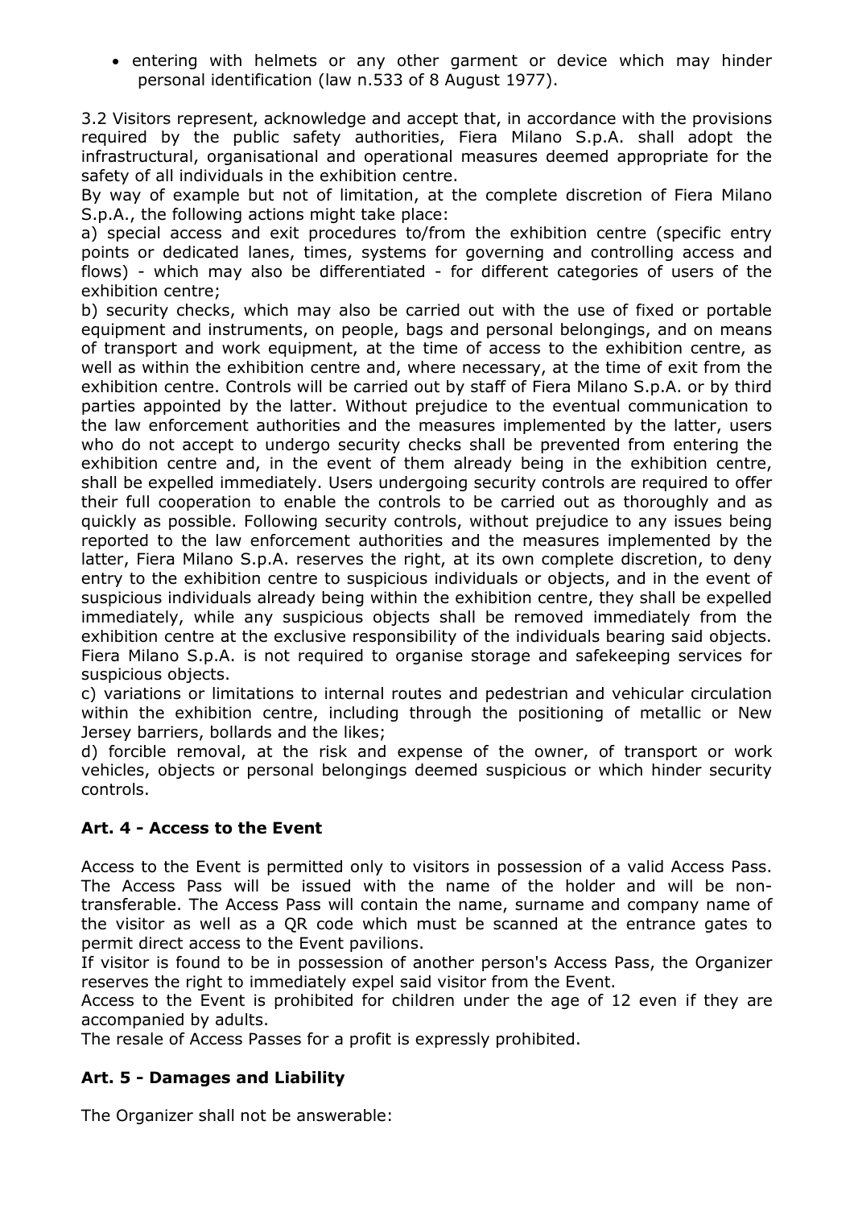- entering with helmets or any other garment or device which may hinder personal identification (law n.533 of 8 August 1977).

3.2 Visitors represent, acknowledge and accept that, in accordance with the provisions required by the public safety authorities, Fiera Milano S.p.A. shall adopt the infrastructural, organisational and operational measures deemed appropriate for the safety of all individuals in the exhibition centre.
By way of example but not of limitation, at the complete discretion of Fiera Milano S.p.A., the following actions might take place:
a) special access and exit procedures to/from the exhibition centre (specific entry points or dedicated lanes, times, systems for governing and controlling access and flows) - which may also be differentiated - for different categories of users of the exhibition centre;
b) security checks, which may also be carried out with the use of fixed or portable equipment and instruments, on people, bags and personal belongings, and on means of transport and work equipment, at the time of access to the exhibition centre, as well as within the exhibition centre and, where necessary, at the time of exit from the exhibition centre. Controls will be carried out by staff of Fiera Milano S.p.A. or by third parties appointed by the latter. Without prejudice to the eventual communication to the law enforcement authorities and the measures implemented by the latter, users who do not accept to undergo security checks shall be prevented from entering the exhibition centre and, in the event of them already being in the exhibition centre, shall be expelled immediately. Users undergoing security controls are required to offer their full cooperation to enable the controls to be carried out as thoroughly and as quickly as possible. Following security controls, without prejudice to any issues being reported to the law enforcement authorities and the measures implemented by the latter, Fiera Milano S.p.A. reserves the right, at its own complete discretion, to deny entry to the exhibition centre to suspicious individuals or objects, and in the event of suspicious individuals already being within the exhibition centre, they shall be expelled immediately, while any suspicious objects shall be removed immediately from the exhibition centre at the exclusive responsibility of the individuals bearing said objects. Fiera Milano S.p.A. is not required to organise storage and safekeeping services for suspicious objects.
c) variations or limitations to internal routes and pedestrian and vehicular circulation within the exhibition centre, including through the positioning of metallic or New Jersey barriers, bollards and the likes;
d) forcible removal, at the risk and expense of the owner, of transport or work vehicles, objects or personal belongings deemed suspicious or which hinder security controls.

## Art. 4 - Access to the Event

Access to the Event is permitted only to visitors in possession of a valid Access Pass. The Access Pass will be issued with the name of the holder and will be non-transferable. The Access Pass will contain the name, surname and company name of the visitor as well as a QR code which must be scanned at the entrance gates to permit direct access to the Event pavilions.
If visitor is found to be in possession of another person's Access Pass, the Organizer reserves the right to immediately expel said visitor from the Event.
Access to the Event is prohibited for children under the age of 12 even if they are accompanied by adults.
The resale of Access Passes for a profit is expressly prohibited.

## Art. 5 - Damages and Liability

The Organizer shall not be answerable: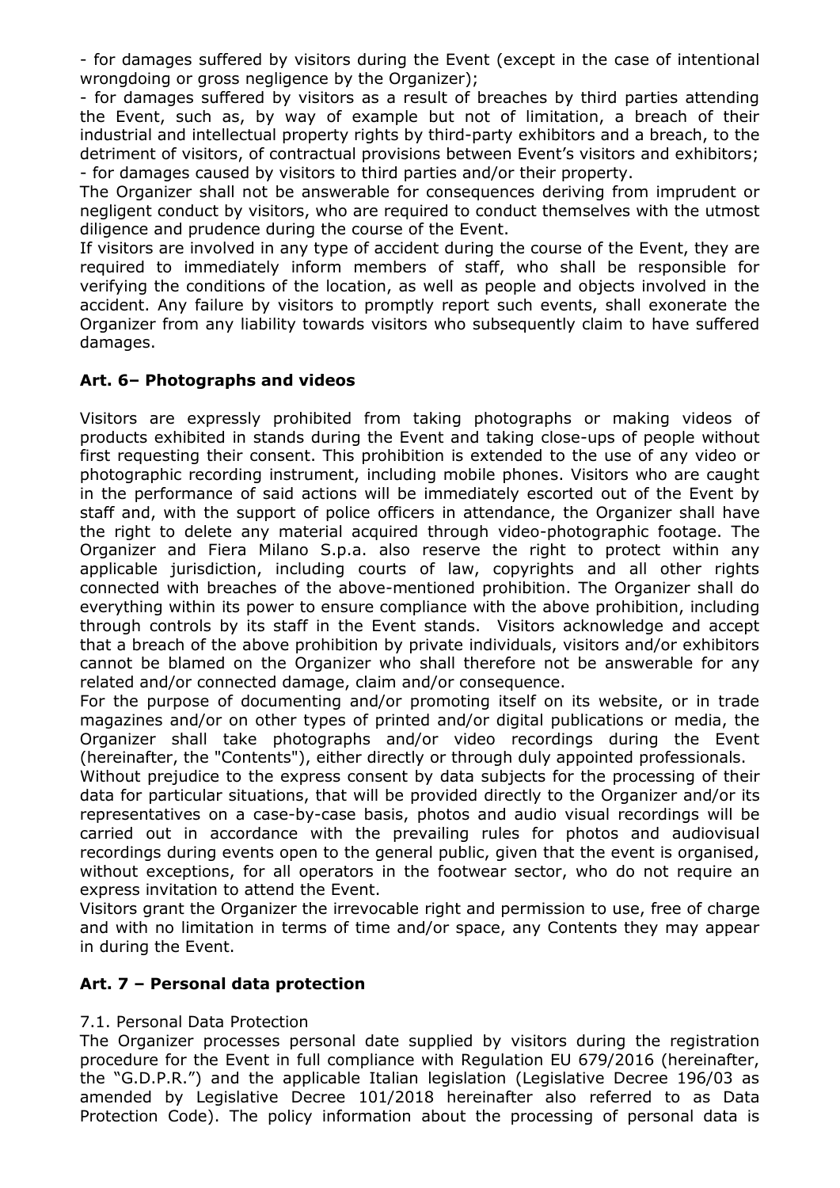- for damages suffered by visitors during the Event (except in the case of intentional wrongdoing or gross negligence by the Organizer);
- for damages suffered by visitors as a result of breaches by third parties attending the Event, such as, by way of example but not of limitation, a breach of their industrial and intellectual property rights by third-party exhibitors and a breach, to the detriment of visitors, of contractual provisions between Event's visitors and exhibitors;
- for damages caused by visitors to third parties and/or their property.

The Organizer shall not be answerable for consequences deriving from imprudent or negligent conduct by visitors, who are required to conduct themselves with the utmost diligence and prudence during the course of the Event.

If visitors are involved in any type of accident during the course of the Event, they are required to immediately inform members of staff, who shall be responsible for verifying the conditions of the location, as well as people and objects involved in the accident. Any failure by visitors to promptly report such events, shall exonerate the Organizer from any liability towards visitors who subsequently claim to have suffered damages.

## Art. 6– Photographs and videos

Visitors are expressly prohibited from taking photographs or making videos of products exhibited in stands during the Event and taking close-ups of people without first requesting their consent. This prohibition is extended to the use of any video or photographic recording instrument, including mobile phones. Visitors who are caught in the performance of said actions will be immediately escorted out of the Event by staff and, with the support of police officers in attendance, the Organizer shall have the right to delete any material acquired through video-photographic footage. The Organizer and Fiera Milano S.p.a. also reserve the right to protect within any applicable jurisdiction, including courts of law, copyrights and all other rights connected with breaches of the above-mentioned prohibition. The Organizer shall do everything within its power to ensure compliance with the above prohibition, including through controls by its staff in the Event stands. Visitors acknowledge and accept that a breach of the above prohibition by private individuals, visitors and/or exhibitors cannot be blamed on the Organizer who shall therefore not be answerable for any related and/or connected damage, claim and/or consequence.

For the purpose of documenting and/or promoting itself on its website, or in trade magazines and/or on other types of printed and/or digital publications or media, the Organizer shall take photographs and/or video recordings during the Event (hereinafter, the "Contents"), either directly or through duly appointed professionals.

Without prejudice to the express consent by data subjects for the processing of their data for particular situations, that will be provided directly to the Organizer and/or its representatives on a case-by-case basis, photos and audio visual recordings will be carried out in accordance with the prevailing rules for photos and audiovisual recordings during events open to the general public, given that the event is organised, without exceptions, for all operators in the footwear sector, who do not require an express invitation to attend the Event.

Visitors grant the Organizer the irrevocable right and permission to use, free of charge and with no limitation in terms of time and/or space, any Contents they may appear in during the Event.

## Art. 7 – Personal data protection

7.1. Personal Data Protection

The Organizer processes personal date supplied by visitors during the registration procedure for the Event in full compliance with Regulation EU 679/2016 (hereinafter, the "G.D.P.R.") and the applicable Italian legislation (Legislative Decree 196/03 as amended by Legislative Decree 101/2018 hereinafter also referred to as Data Protection Code). The policy information about the processing of personal data is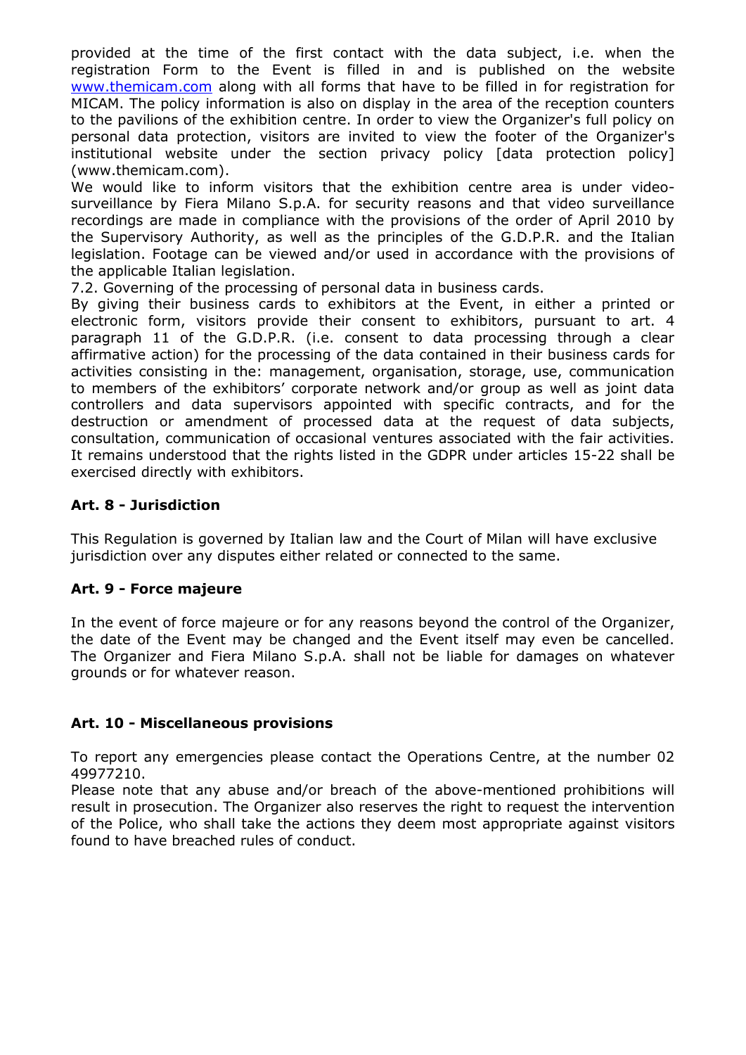provided at the time of the first contact with the data subject, i.e. when the registration Form to the Event is filled in and is published on the website www.themicam.com along with all forms that have to be filled in for registration for MICAM. The policy information is also on display in the area of the reception counters to the pavilions of the exhibition centre. In order to view the Organizer's full policy on personal data protection, visitors are invited to view the footer of the Organizer's institutional website under the section privacy policy [data protection policy] (www.themicam.com).

We would like to inform visitors that the exhibition centre area is under video-surveillance by Fiera Milano S.p.A. for security reasons and that video surveillance recordings are made in compliance with the provisions of the order of April 2010 by the Supervisory Authority, as well as the principles of the G.D.P.R. and the Italian legislation. Footage can be viewed and/or used in accordance with the provisions of the applicable Italian legislation.

7.2. Governing of the processing of personal data in business cards.

By giving their business cards to exhibitors at the Event, in either a printed or electronic form, visitors provide their consent to exhibitors, pursuant to art. 4 paragraph 11 of the G.D.P.R. (i.e. consent to data processing through a clear affirmative action) for the processing of the data contained in their business cards for activities consisting in the: management, organisation, storage, use, communication to members of the exhibitors' corporate network and/or group as well as joint data controllers and data supervisors appointed with specific contracts, and for the destruction or amendment of processed data at the request of data subjects, consultation, communication of occasional ventures associated with the fair activities. It remains understood that the rights listed in the GDPR under articles 15-22 shall be exercised directly with exhibitors.

## Art. 8 - Jurisdiction

This Regulation is governed by Italian law and the Court of Milan will have exclusive jurisdiction over any disputes either related or connected to the same.

## Art. 9 - Force majeure

In the event of force majeure or for any reasons beyond the control of the Organizer, the date of the Event may be changed and the Event itself may even be cancelled. The Organizer and Fiera Milano S.p.A. shall not be liable for damages on whatever grounds or for whatever reason.

## Art. 10 - Miscellaneous provisions

To report any emergencies please contact the Operations Centre, at the number 02 49977210.

Please note that any abuse and/or breach of the above-mentioned prohibitions will result in prosecution. The Organizer also reserves the right to request the intervention of the Police, who shall take the actions they deem most appropriate against visitors found to have breached rules of conduct.